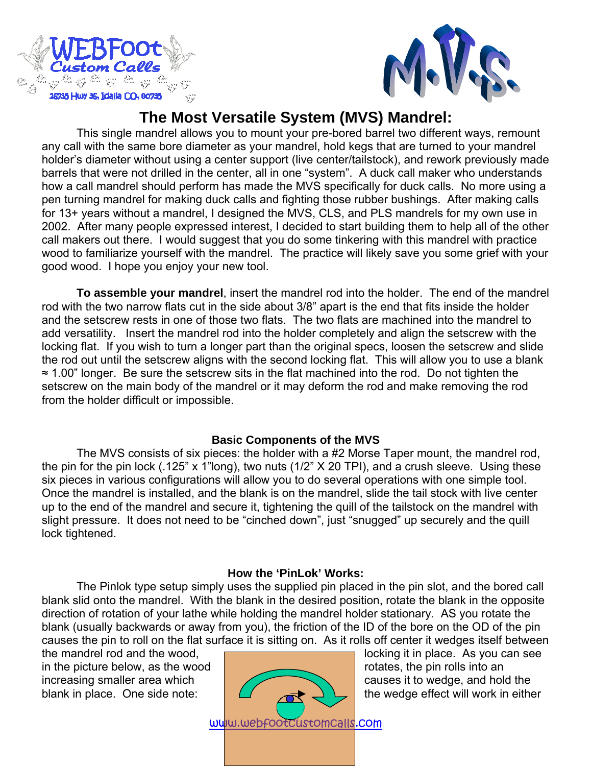WEBFoot Custom Calls

26735 Hwy 36, Idalia CO, 80735

M.V.S.

# The Most Versatile System (MVS) Mandrel:

This single mandrel allows you to mount your pre-bored barrel two different ways, remount any call with the same bore diameter as your mandrel, hold kegs that are turned to your mandrel holder's diameter without using a center support (live center/tailstock), and rework previously made barrels that were not drilled in the center, all in one "system". A duck call maker who understands how a call mandrel should perform has made the MVS specifically for duck calls. No more using a pen turning mandrel for making duck calls and fighting those rubber bushings. After making calls for 13+ years without a mandrel, I designed the MVS, CLS, and PLS mandrels for my own use in 2002. After many people expressed interest, I decided to start building them to help all of the other call makers out there. I would suggest that you do some tinkering with this mandrel with practice wood to familiarize yourself with the mandrel. The practice will likely save you some grief with your good wood. I hope you enjoy your new tool.

**To assemble your mandrel**, insert the mandrel rod into the holder. The end of the mandrel rod with the two narrow flats cut in the side about 3/8" apart is the end that fits inside the holder and the setscrew rests in one of those two flats. The two flats are machined into the mandrel to add versatility. Insert the mandrel rod into the holder completely and align the setscrew with the locking flat. If you wish to turn a longer part than the original specs, loosen the setscrew and slide the rod out until the setscrew aligns with the second locking flat. This will allow you to use a blank ≈ 1.00" longer. Be sure the setscrew sits in the flat machined into the rod. Do not tighten the setscrew on the main body of the mandrel or it may deform the rod and make removing the rod from the holder difficult or impossible.

### Basic Components of the MVS

The MVS consists of six pieces: the holder with a #2 Morse Taper mount, the mandrel rod, the pin for the pin lock (.125" x 1"long), two nuts (1/2" X 20 TPI), and a crush sleeve. Using these six pieces in various configurations will allow you to do several operations with one simple tool. Once the mandrel is installed, and the blank is on the mandrel, slide the tail stock with live center up to the end of the mandrel and secure it, tightening the quill of the tailstock on the mandrel with slight pressure. It does not need to be "cinched down", just "snugged" up securely and the quill lock tightened.

### How the 'PinLok' Works:

The Pinlok type setup simply uses the supplied pin placed in the pin slot, and the bored call blank slid onto the mandrel. With the blank in the desired position, rotate the blank in the opposite direction of rotation of your lathe while holding the mandrel holder stationary. AS you rotate the blank (usually backwards or away from you), the friction of the ID of the bore on the OD of the pin causes the pin to roll on the flat surface it is sitting on. As it rolls off center it wedges itself between the mandrel rod and the wood, locking it in place. As you can see in the picture below, as the wood rotates, the pin rolls into an increasing smaller area which causes it to wedge, and hold the blank in place. One side note: the wedge effect will work in either

www.webfootcustomcalls.com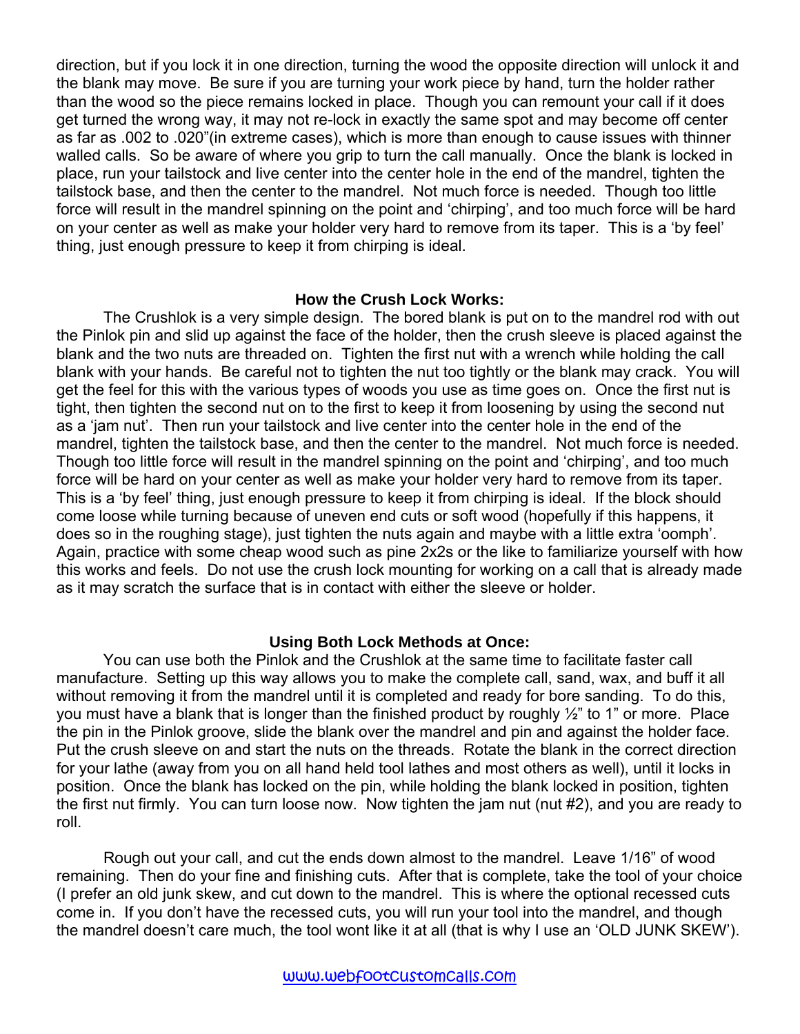direction, but if you lock it in one direction, turning the wood the opposite direction will unlock it and the blank may move. Be sure if you are turning your work piece by hand, turn the holder rather than the wood so the piece remains locked in place. Though you can remount your call if it does get turned the wrong way, it may not re-lock in exactly the same spot and may become off center as far as .002 to .020"(in extreme cases), which is more than enough to cause issues with thinner walled calls. So be aware of where you grip to turn the call manually. Once the blank is locked in place, run your tailstock and live center into the center hole in the end of the mandrel, tighten the tailstock base, and then the center to the mandrel. Not much force is needed. Though too little force will result in the mandrel spinning on the point and 'chirping', and too much force will be hard on your center as well as make your holder very hard to remove from its taper. This is a 'by feel' thing, just enough pressure to keep it from chirping is ideal.

### How the Crush Lock Works:

The Crushlok is a very simple design. The bored blank is put on to the mandrel rod with out the Pinlok pin and slid up against the face of the holder, then the crush sleeve is placed against the blank and the two nuts are threaded on. Tighten the first nut with a wrench while holding the call blank with your hands. Be careful not to tighten the nut too tightly or the blank may crack. You will get the feel for this with the various types of woods you use as time goes on. Once the first nut is tight, then tighten the second nut on to the first to keep it from loosening by using the second nut as a 'jam nut'. Then run your tailstock and live center into the center hole in the end of the mandrel, tighten the tailstock base, and then the center to the mandrel. Not much force is needed. Though too little force will result in the mandrel spinning on the point and 'chirping', and too much force will be hard on your center as well as make your holder very hard to remove from its taper. This is a 'by feel' thing, just enough pressure to keep it from chirping is ideal. If the block should come loose while turning because of uneven end cuts or soft wood (hopefully if this happens, it does so in the roughing stage), just tighten the nuts again and maybe with a little extra 'oomph'. Again, practice with some cheap wood such as pine 2x2s or the like to familiarize yourself with how this works and feels. Do not use the crush lock mounting for working on a call that is already made as it may scratch the surface that is in contact with either the sleeve or holder.

### Using Both Lock Methods at Once:

You can use both the Pinlok and the Crushlok at the same time to facilitate faster call manufacture. Setting up this way allows you to make the complete call, sand, wax, and buff it all without removing it from the mandrel until it is completed and ready for bore sanding. To do this, you must have a blank that is longer than the finished product by roughly ½" to 1" or more. Place the pin in the Pinlok groove, slide the blank over the mandrel and pin and against the holder face. Put the crush sleeve on and start the nuts on the threads. Rotate the blank in the correct direction for your lathe (away from you on all hand held tool lathes and most others as well), until it locks in position. Once the blank has locked on the pin, while holding the blank locked in position, tighten the first nut firmly. You can turn loose now. Now tighten the jam nut (nut #2), and you are ready to roll.

Rough out your call, and cut the ends down almost to the mandrel. Leave 1/16" of wood remaining. Then do your fine and finishing cuts. After that is complete, take the tool of your choice (I prefer an old junk skew, and cut down to the mandrel. This is where the optional recessed cuts come in. If you don't have the recessed cuts, you will run your tool into the mandrel, and though the mandrel doesn't care much, the tool wont like it at all (that is why I use an 'OLD JUNK SKEW').

www.webfootcustomcalls.com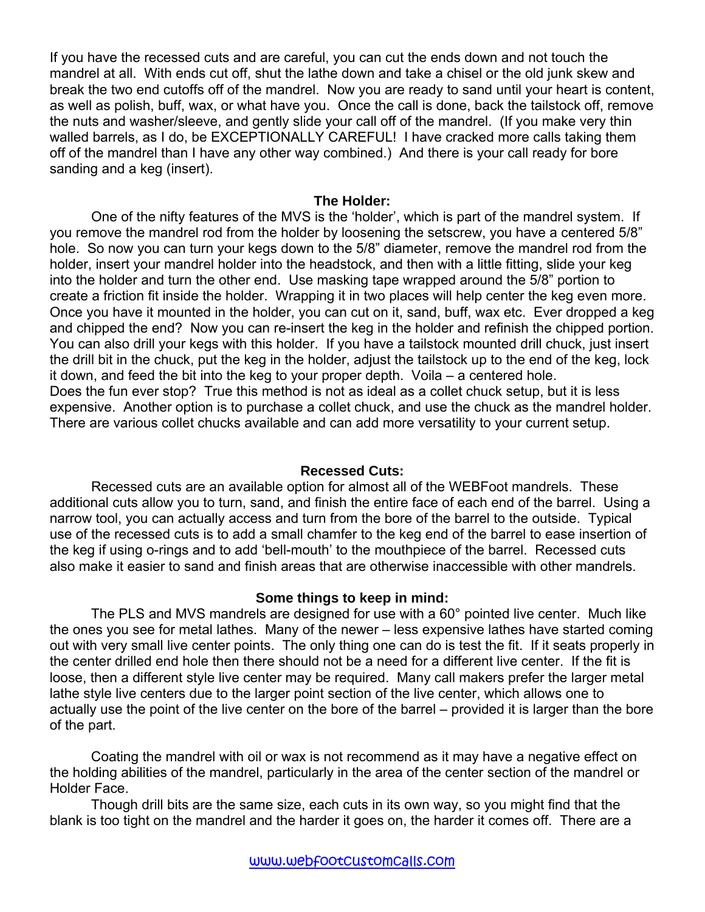If you have the recessed cuts and are careful, you can cut the ends down and not touch the mandrel at all. With ends cut off, shut the lathe down and take a chisel or the old junk skew and break the two end cutoffs off of the mandrel. Now you are ready to sand until your heart is content, as well as polish, buff, wax, or what have you. Once the call is done, back the tailstock off, remove the nuts and washer/sleeve, and gently slide your call off of the mandrel. (If you make very thin walled barrels, as I do, be EXCEPTIONALLY CAREFUL! I have cracked more calls taking them off of the mandrel than I have any other way combined.) And there is your call ready for bore sanding and a keg (insert).

## The Holder:

One of the nifty features of the MVS is the 'holder', which is part of the mandrel system. If you remove the mandrel rod from the holder by loosening the setscrew, you have a centered 5/8" hole. So now you can turn your kegs down to the 5/8" diameter, remove the mandrel rod from the holder, insert your mandrel holder into the headstock, and then with a little fitting, slide your keg into the holder and turn the other end. Use masking tape wrapped around the 5/8" portion to create a friction fit inside the holder. Wrapping it in two places will help center the keg even more. Once you have it mounted in the holder, you can cut on it, sand, buff, wax etc. Ever dropped a keg and chipped the end? Now you can re-insert the keg in the holder and refinish the chipped portion. You can also drill your kegs with this holder. If you have a tailstock mounted drill chuck, just insert the drill bit in the chuck, put the keg in the holder, adjust the tailstock up to the end of the keg, lock it down, and feed the bit into the keg to your proper depth. Voila – a centered hole. Does the fun ever stop? True this method is not as ideal as a collet chuck setup, but it is less expensive. Another option is to purchase a collet chuck, and use the chuck as the mandrel holder. There are various collet chucks available and can add more versatility to your current setup.

## Recessed Cuts:

Recessed cuts are an available option for almost all of the WEBFoot mandrels. These additional cuts allow you to turn, sand, and finish the entire face of each end of the barrel. Using a narrow tool, you can actually access and turn from the bore of the barrel to the outside. Typical use of the recessed cuts is to add a small chamfer to the keg end of the barrel to ease insertion of the keg if using o-rings and to add 'bell-mouth' to the mouthpiece of the barrel. Recessed cuts also make it easier to sand and finish areas that are otherwise inaccessible with other mandrels.

## Some things to keep in mind:

The PLS and MVS mandrels are designed for use with a 60° pointed live center. Much like the ones you see for metal lathes. Many of the newer – less expensive lathes have started coming out with very small live center points. The only thing one can do is test the fit. If it seats properly in the center drilled end hole then there should not be a need for a different live center. If the fit is loose, then a different style live center may be required. Many call makers prefer the larger metal lathe style live centers due to the larger point section of the live center, which allows one to actually use the point of the live center on the bore of the barrel – provided it is larger than the bore of the part.

Coating the mandrel with oil or wax is not recommend as it may have a negative effect on the holding abilities of the mandrel, particularly in the area of the center section of the mandrel or Holder Face.

Though drill bits are the same size, each cuts in its own way, so you might find that the blank is too tight on the mandrel and the harder it goes on, the harder it comes off. There are a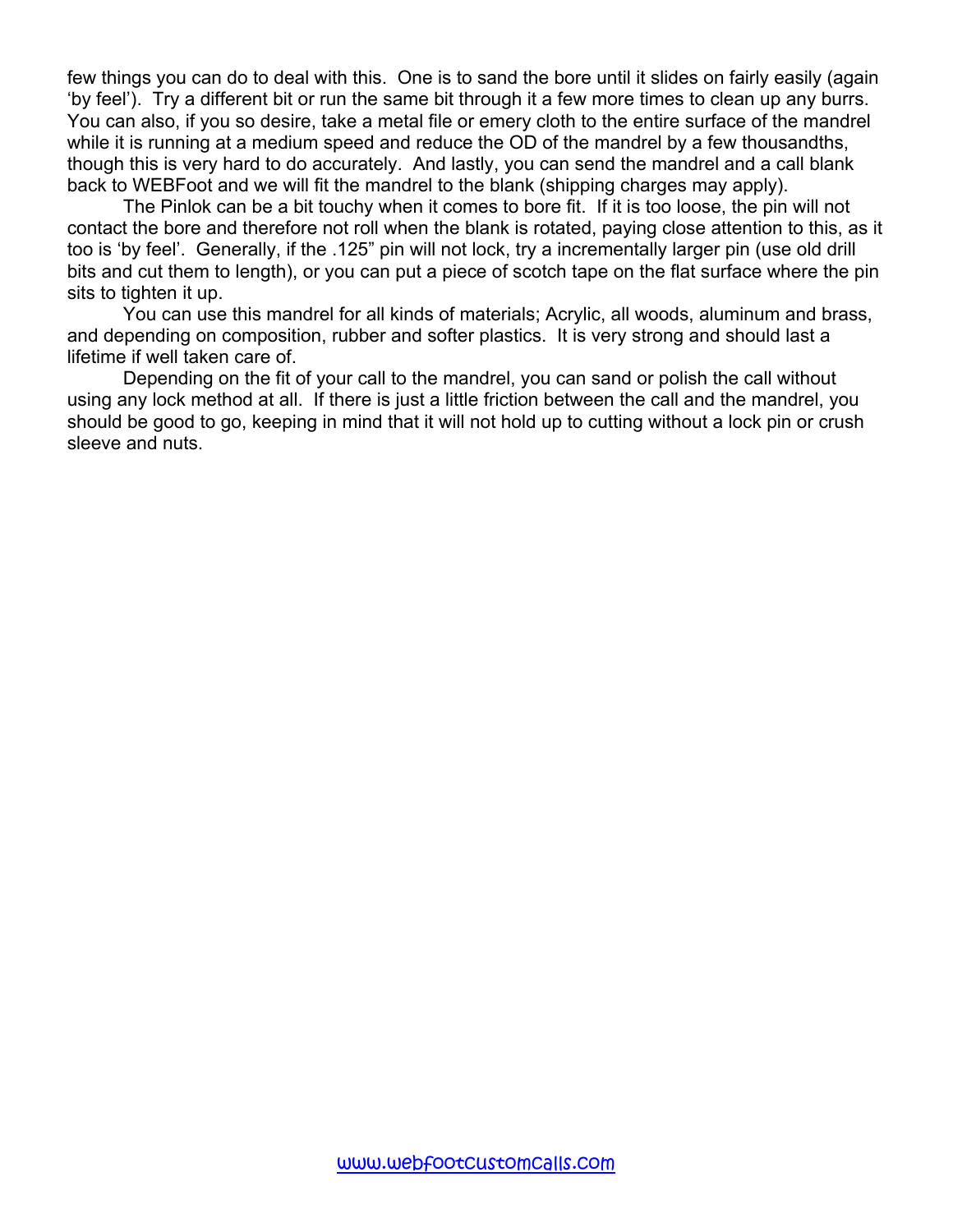few things you can do to deal with this. One is to sand the bore until it slides on fairly easily (again 'by feel'). Try a different bit or run the same bit through it a few more times to clean up any burrs. You can also, if you so desire, take a metal file or emery cloth to the entire surface of the mandrel while it is running at a medium speed and reduce the OD of the mandrel by a few thousandths, though this is very hard to do accurately. And lastly, you can send the mandrel and a call blank back to WEBFoot and we will fit the mandrel to the blank (shipping charges may apply).

The Pinlok can be a bit touchy when it comes to bore fit. If it is too loose, the pin will not contact the bore and therefore not roll when the blank is rotated, paying close attention to this, as it too is 'by feel'. Generally, if the .125" pin will not lock, try a incrementally larger pin (use old drill bits and cut them to length), or you can put a piece of scotch tape on the flat surface where the pin sits to tighten it up.

You can use this mandrel for all kinds of materials; Acrylic, all woods, aluminum and brass, and depending on composition, rubber and softer plastics. It is very strong and should last a lifetime if well taken care of.

Depending on the fit of your call to the mandrel, you can sand or polish the call without using any lock method at all. If there is just a little friction between the call and the mandrel, you should be good to go, keeping in mind that it will not hold up to cutting without a lock pin or crush sleeve and nuts.

www.webfootcustomcalls.com